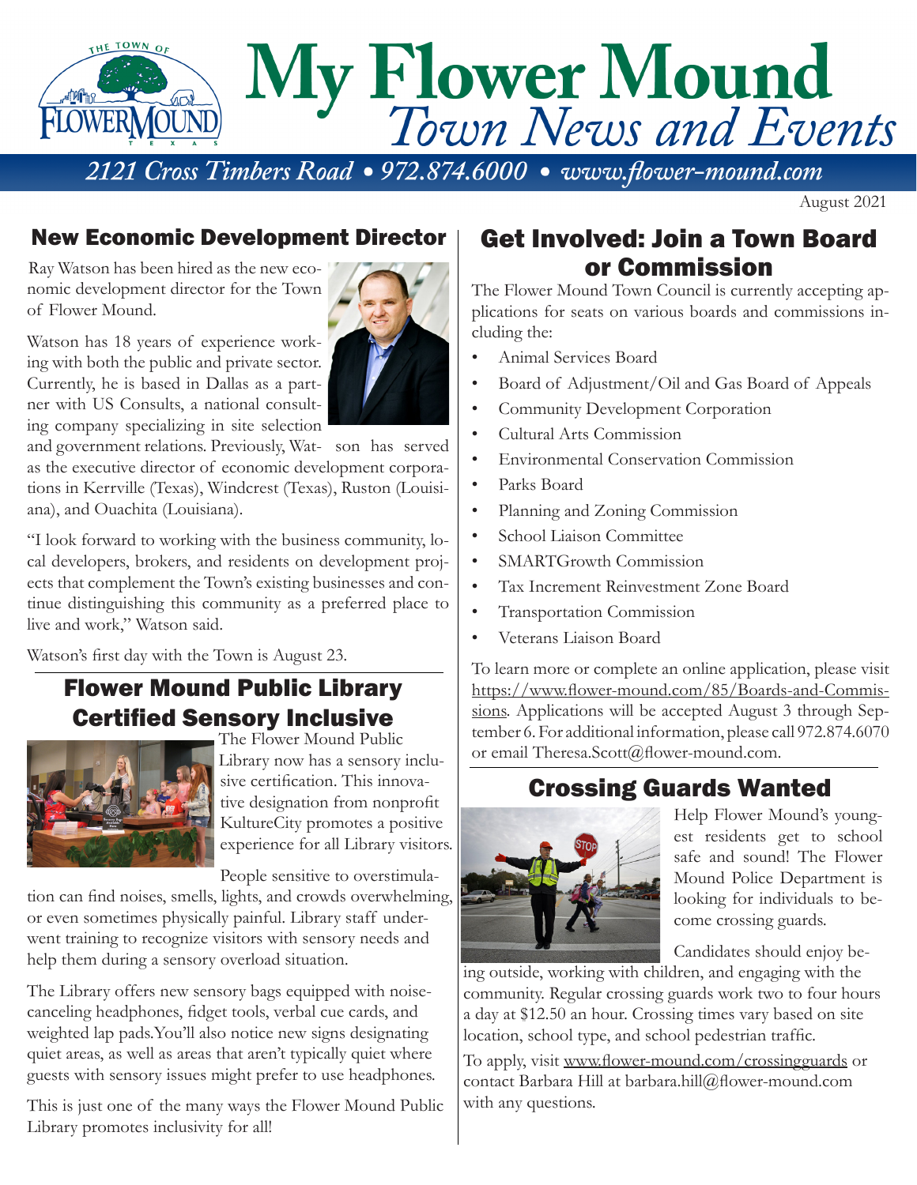# My Flower Mound
## *Town News and Events*

*2121 Cross Timbers Road • 972.874.6000 • www.flower-mound.com*

August 2021

## New Economic Development Director

Ray Watson has been hired as the new economic development director for the Town of Flower Mound.

Watson has 18 years of experience working with both the public and private sector. Currently, he is based in Dallas as a partner with US Consults, a national consulting company specializing in site selection and government relations. Previously, Watson has served as the executive director of economic development corporations in Kerrville (Texas), Windcrest (Texas), Ruston (Louisiana), and Ouachita (Louisiana).

"I look forward to working with the business community, local developers, brokers, and residents on development projects that complement the Town's existing businesses and continue distinguishing this community as a preferred place to live and work," Watson said.

Watson's first day with the Town is August 23.

## Flower Mound Public Library Certified Sensory Inclusive

The Flower Mound Public Library now has a sensory inclusive certification. This innovative designation from nonprofit KultureCity promotes a positive experience for all Library visitors.

People sensitive to overstimulation can find noises, smells, lights, and crowds overwhelming, or even sometimes physically painful. Library staff underwent training to recognize visitors with sensory needs and help them during a sensory overload situation.

The Library offers new sensory bags equipped with noise-canceling headphones, fidget tools, verbal cue cards, and weighted lap pads. You'll also notice new signs designating quiet areas, as well as areas that aren't typically quiet where guests with sensory issues might prefer to use headphones.

This is just one of the many ways the Flower Mound Public Library promotes inclusivity for all!

## Get Involved: Join a Town Board or Commission

The Flower Mound Town Council is currently accepting applications for seats on various boards and commissions including the:

- Animal Services Board
- Board of Adjustment/Oil and Gas Board of Appeals
- Community Development Corporation
- Cultural Arts Commission
- Environmental Conservation Commission
- Parks Board
- Planning and Zoning Commission
- School Liaison Committee
- SMARTGrowth Commission
- Tax Increment Reinvestment Zone Board
- Transportation Commission
- Veterans Liaison Board

To learn more or complete an online application, please visit https://www.flower-mound.com/85/Boards-and-Commissions. Applications will be accepted August 3 through September 6. For additional information, please call 972.874.6070 or email Theresa.Scott@flower-mound.com.

## Crossing Guards Wanted

Help Flower Mound's youngest residents get to school safe and sound! The Flower Mound Police Department is looking for individuals to become crossing guards.

Candidates should enjoy being outside, working with children, and engaging with the community. Regular crossing guards work two to four hours a day at $12.50 an hour. Crossing times vary based on site location, school type, and school pedestrian traffic.

To apply, visit www.flower-mound.com/crossingguards or contact Barbara Hill at barbara.hill@flower-mound.com with any questions.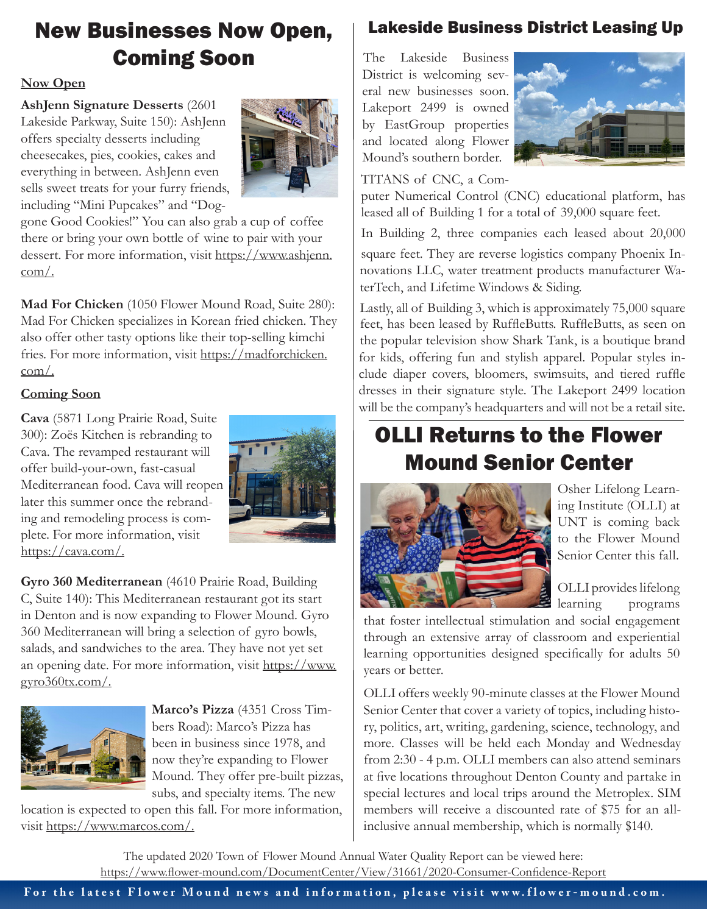# New Businesses Now Open, Coming Soon

**Now Open**

**AshJenn Signature Desserts** (2601 Lakeside Parkway, Suite 150): AshJenn offers specialty desserts including cheesecakes, pies, cookies, cakes and everything in between. AshJenn even sells sweet treats for your furry friends, including "Mini Pupcakes" and "Dog-gone Good Cookies!" You can also grab a cup of coffee there or bring your own bottle of wine to pair with your dessert. For more information, visit https://www.ashjenn.com/.

**Mad For Chicken** (1050 Flower Mound Road, Suite 280): Mad For Chicken specializes in Korean fried chicken. They also offer other tasty options like their top-selling kimchi fries. For more information, visit https://madforchicken.com/.

**Coming Soon**

**Cava** (5871 Long Prairie Road, Suite 300): Zoës Kitchen is rebranding to Cava. The revamped restaurant will offer build-your-own, fast-casual Mediterranean food. Cava will reopen later this summer once the rebranding and remodeling process is complete. For more information, visit https://cava.com/.

**Gyro 360 Mediterranean** (4610 Prairie Road, Building C, Suite 140): This Mediterranean restaurant got its start in Denton and is now expanding to Flower Mound. Gyro 360 Mediterranean will bring a selection of gyro bowls, salads, and sandwiches to the area. They have not yet set an opening date. For more information, visit https://www.gyro360tx.com/.

**Marco's Pizza** (4351 Cross Timbers Road): Marco's Pizza has been in business since 1978, and now they're expanding to Flower Mound. They offer pre-built pizzas, subs, and specialty items. The new location is expected to open this fall. For more information, visit https://www.marcos.com/.

## Lakeside Business District Leasing Up

The Lakeside Business District is welcoming several new businesses soon. Lakeport 2499 is owned by EastGroup properties and located along Flower Mound's southern border.

TITANS of CNC, a Computer Numerical Control (CNC) educational platform, has leased all of Building 1 for a total of 39,000 square feet.

In Building 2, three companies each leased about 20,000 square feet. They are reverse logistics company Phoenix Innovations LLC, water treatment products manufacturer WaterTech, and Lifetime Windows & Siding.

Lastly, all of Building 3, which is approximately 75,000 square feet, has been leased by RuffleButts. RuffleButts, as seen on the popular television show Shark Tank, is a boutique brand for kids, offering fun and stylish apparel. Popular styles include diaper covers, bloomers, swimsuits, and tiered ruffle dresses in their signature style. The Lakeport 2499 location will be the company's headquarters and will not be a retail site.

# OLLI Returns to the Flower Mound Senior Center

Osher Lifelong Learning Institute (OLLI) at UNT is coming back to the Flower Mound Senior Center this fall.

OLLI provides lifelong learning programs that foster intellectual stimulation and social engagement through an extensive array of classroom and experiential learning opportunities designed specifically for adults 50 years or better.

OLLI offers weekly 90-minute classes at the Flower Mound Senior Center that cover a variety of topics, including history, politics, art, writing, gardening, science, technology, and more. Classes will be held each Monday and Wednesday from 2:30 - 4 p.m. OLLI members can also attend seminars at five locations throughout Denton County and partake in special lectures and local trips around the Metroplex. SIM members will receive a discounted rate of $75 for an all-inclusive annual membership, which is normally $140.

The updated 2020 Town of Flower Mound Annual Water Quality Report can be viewed here: https://www.flower-mound.com/DocumentCenter/View/31661/2020-Consumer-Confidence-Report

For the latest Flower Mound news and information, please visit www.flower-mound.com.